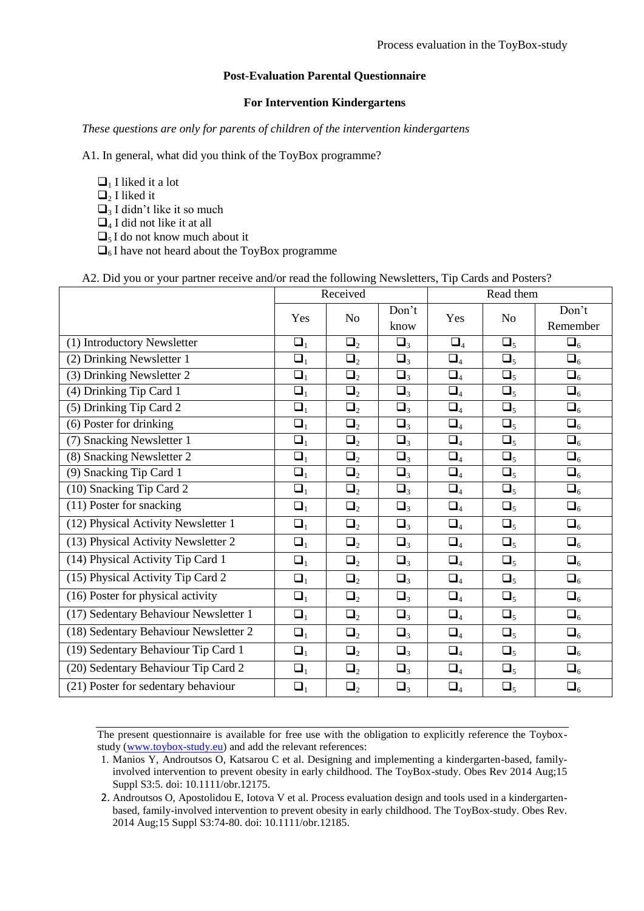**Post-Evaluation Parental Questionnaire**

**For Intervention Kindergartens**

*These questions are only for parents of children of the intervention kindergartens*

A1. In general, what did you think of the ToyBox programme?

❑1 I liked it a lot
❑2 I liked it
❑3 I didn't like it so much
❑4 I did not like it at all
❑5 I do not know much about it
❑6 I have not heard about the ToyBox programme

A2. Did you or your partner receive and/or read the following Newsletters, Tip Cards and Posters?

| | Received | | | Read them | | |
|---|---|---|---|---|---|---|
| | Yes | No | Don't know | Yes | No | Don't Remember |
| (1) Introductory Newsletter | ❑1 | ❑2 | ❑3 | ❑4 | ❑5 | ❑6 |
| (2) Drinking Newsletter 1 | ❑1 | ❑2 | ❑3 | ❑4 | ❑5 | ❑6 |
| (3) Drinking Newsletter 2 | ❑1 | ❑2 | ❑3 | ❑4 | ❑5 | ❑6 |
| (4) Drinking Tip Card 1 | ❑1 | ❑2 | ❑3 | ❑4 | ❑5 | ❑6 |
| (5) Drinking Tip Card 2 | ❑1 | ❑2 | ❑3 | ❑4 | ❑5 | ❑6 |
| (6) Poster for drinking | ❑1 | ❑2 | ❑3 | ❑4 | ❑5 | ❑6 |
| (7) Snacking Newsletter 1 | ❑1 | ❑2 | ❑3 | ❑4 | ❑5 | ❑6 |
| (8) Snacking Newsletter 2 | ❑1 | ❑2 | ❑3 | ❑4 | ❑5 | ❑6 |
| (9) Snacking Tip Card 1 | ❑1 | ❑2 | ❑3 | ❑4 | ❑5 | ❑6 |
| (10) Snacking Tip Card 2 | ❑1 | ❑2 | ❑3 | ❑4 | ❑5 | ❑6 |
| (11) Poster for snacking | ❑1 | ❑2 | ❑3 | ❑4 | ❑5 | ❑6 |
| (12) Physical Activity Newsletter 1 | ❑1 | ❑2 | ❑3 | ❑4 | ❑5 | ❑6 |
| (13) Physical Activity Newsletter 2 | ❑1 | ❑2 | ❑3 | ❑4 | ❑5 | ❑6 |
| (14) Physical Activity Tip Card 1 | ❑1 | ❑2 | ❑3 | ❑4 | ❑5 | ❑6 |
| (15) Physical Activity Tip Card 2 | ❑1 | ❑2 | ❑3 | ❑4 | ❑5 | ❑6 |
| (16) Poster for physical activity | ❑1 | ❑2 | ❑3 | ❑4 | ❑5 | ❑6 |
| (17) Sedentary Behaviour Newsletter 1 | ❑1 | ❑2 | ❑3 | ❑4 | ❑5 | ❑6 |
| (18) Sedentary Behaviour Newsletter 2 | ❑1 | ❑2 | ❑3 | ❑4 | ❑5 | ❑6 |
| (19) Sedentary Behaviour Tip Card 1 | ❑1 | ❑2 | ❑3 | ❑4 | ❑5 | ❑6 |
| (20) Sedentary Behaviour Tip Card 2 | ❑1 | ❑2 | ❑3 | ❑4 | ❑5 | ❑6 |
| (21) Poster for sedentary behaviour | ❑1 | ❑2 | ❑3 | ❑4 | ❑5 | ❑6 |

---

The present questionnaire is available for free use with the obligation to explicitly reference the Toybox-study (www.toybox-study.eu) and add the relevant references:

1. Manios Y, Androutsos O, Katsarou C et al. Designing and implementing a kindergarten-based, family-involved intervention to prevent obesity in early childhood. The ToyBox-study. Obes Rev 2014 Aug;15 Suppl S3:5. doi: 10.1111/obr.12175.
2. Androutsos O, Apostolidou E, Iotova V et al. Process evaluation design and tools used in a kindergarten-based, family-involved intervention to prevent obesity in early childhood. The ToyBox-study. Obes Rev. 2014 Aug;15 Suppl S3:74-80. doi: 10.1111/obr.12185.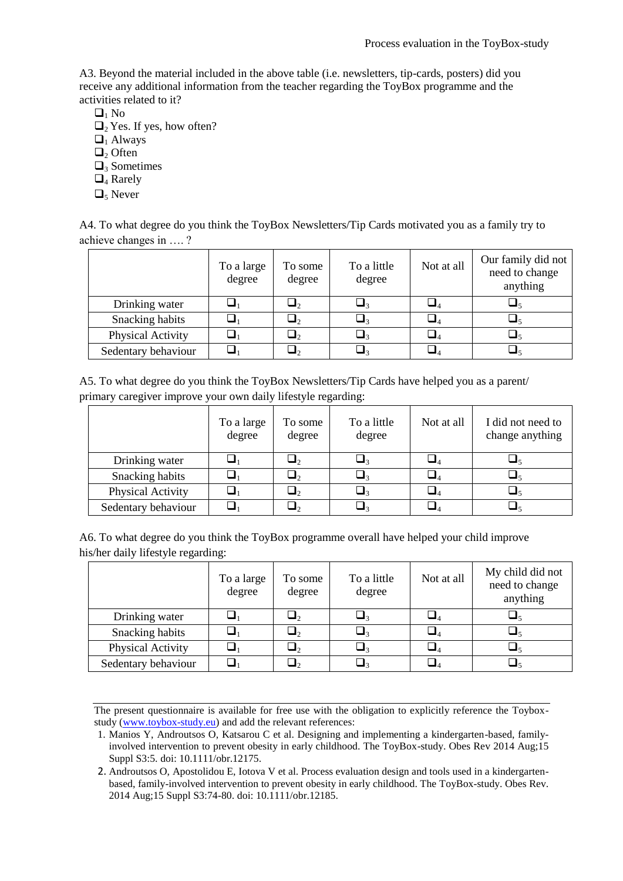A3. Beyond the material included in the above table (i.e. newsletters, tip-cards, posters) did you receive any additional information from the teacher regarding the ToyBox programme and the activities related to it?

- ❑$_1$ No
- ❑$_2$ Yes. If yes, how often?
- ❑$_1$ Always
- ❑$_2$ Often
- ❑$_3$ Sometimes
- ❑$_4$ Rarely
- ❑$_5$ Never

A4. To what degree do you think the ToyBox Newsletters/Tip Cards motivated you as a family try to achieve changes in …. ?

| | To a large degree | To some degree | To a little degree | Not at all | Our family did not need to change anything |
|---|---|---|---|---|---|
| Drinking water | ❑$_1$ | ❑$_2$ | ❑$_3$ | ❑$_4$ | ❑$_5$ |
| Snacking habits | ❑$_1$ | ❑$_2$ | ❑$_3$ | ❑$_4$ | ❑$_5$ |
| Physical Activity | ❑$_1$ | ❑$_2$ | ❑$_3$ | ❑$_4$ | ❑$_5$ |
| Sedentary behaviour | ❑$_1$ | ❑$_2$ | ❑$_3$ | ❑$_4$ | ❑$_5$ |

A5. To what degree do you think the ToyBox Newsletters/Tip Cards have helped you as a parent/ primary caregiver improve your own daily lifestyle regarding:

| | To a large degree | To some degree | To a little degree | Not at all | I did not need to change anything |
|---|---|---|---|---|---|
| Drinking water | ❑$_1$ | ❑$_2$ | ❑$_3$ | ❑$_4$ | ❑$_5$ |
| Snacking habits | ❑$_1$ | ❑$_2$ | ❑$_3$ | ❑$_4$ | ❑$_5$ |
| Physical Activity | ❑$_1$ | ❑$_2$ | ❑$_3$ | ❑$_4$ | ❑$_5$ |
| Sedentary behaviour | ❑$_1$ | ❑$_2$ | ❑$_3$ | ❑$_4$ | ❑$_5$ |

A6. To what degree do you think the ToyBox programme overall have helped your child improve his/her daily lifestyle regarding:

| | To a large degree | To some degree | To a little degree | Not at all | My child did not need to change anything |
|---|---|---|---|---|---|
| Drinking water | ❑$_1$ | ❑$_2$ | ❑$_3$ | ❑$_4$ | ❑$_5$ |
| Snacking habits | ❑$_1$ | ❑$_2$ | ❑$_3$ | ❑$_4$ | ❑$_5$ |
| Physical Activity | ❑$_1$ | ❑$_2$ | ❑$_3$ | ❑$_4$ | ❑$_5$ |
| Sedentary behaviour | ❑$_1$ | ❑$_2$ | ❑$_3$ | ❑$_4$ | ❑$_5$ |

---

The present questionnaire is available for free use with the obligation to explicitly reference the Toybox-study (www.toybox-study.eu) and add the relevant references:

1. Manios Y, Androutsos O, Katsarou C et al. Designing and implementing a kindergarten-based, family-involved intervention to prevent obesity in early childhood. The ToyBox-study. Obes Rev 2014 Aug;15 Suppl S3:5. doi: 10.1111/obr.12175.
2. Androutsos O, Apostolidou E, Iotova V et al. Process evaluation design and tools used in a kindergarten-based, family-involved intervention to prevent obesity in early childhood. The ToyBox-study. Obes Rev. 2014 Aug;15 Suppl S3:74-80. doi: 10.1111/obr.12185.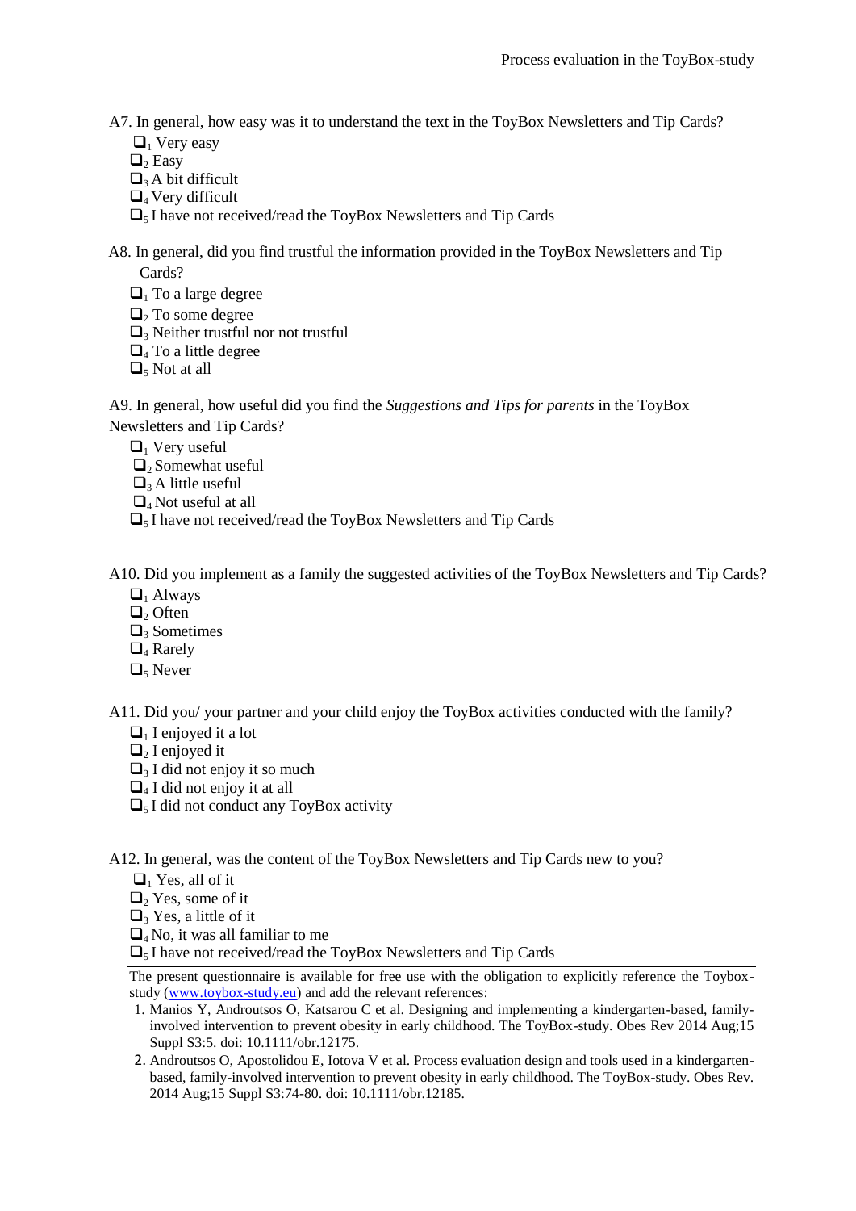A7. In general, how easy was it to understand the text in the ToyBox Newsletters and Tip Cards?

- ❑[1] Very easy
- ❑[2] Easy
- ❑[3] A bit difficult
- ❑[4] Very difficult
- ❑[5] I have not received/read the ToyBox Newsletters and Tip Cards

A8. In general, did you find trustful the information provided in the ToyBox Newsletters and Tip Cards?

- ❑[1] To a large degree
- ❑[2] To some degree
- ❑[3] Neither trustful nor not trustful
- ❑[4] To a little degree
- ❑[5] Not at all

A9. In general, how useful did you find the *Suggestions and Tips for parents* in the ToyBox Newsletters and Tip Cards?

- ❑[1] Very useful
- ❑[2] Somewhat useful
- ❑[3] A little useful
- ❑[4] Not useful at all
- ❑[5] I have not received/read the ToyBox Newsletters and Tip Cards

A10. Did you implement as a family the suggested activities of the ToyBox Newsletters and Tip Cards?

- ❑[1] Always
- ❑[2] Often
- ❑[3] Sometimes
- ❑[4] Rarely
- ❑[5] Never

A11. Did you/ your partner and your child enjoy the ToyBox activities conducted with the family?

- ❑[1] I enjoyed it a lot
- ❑[2] I enjoyed it
- ❑[3] I did not enjoy it so much
- ❑[4] I did not enjoy it at all
- ❑[5] I did not conduct any ToyBox activity

A12. In general, was the content of the ToyBox Newsletters and Tip Cards new to you?

- ❑[1] Yes, all of it
- ❑[2] Yes, some of it
- ❑[3] Yes, a little of it
- ❑[4] No, it was all familiar to me
- ❑[5] I have not received/read the ToyBox Newsletters and Tip Cards

---

The present questionnaire is available for free use with the obligation to explicitly reference the Toybox-study (www.toybox-study.eu) and add the relevant references:

1. Manios Y, Androutsos O, Katsarou C et al. Designing and implementing a kindergarten-based, family-involved intervention to prevent obesity in early childhood. The ToyBox-study. Obes Rev 2014 Aug;15 Suppl S3:5. doi: 10.1111/obr.12175.
2. Androutsos O, Apostolidou E, Iotova V et al. Process evaluation design and tools used in a kindergarten-based, family-involved intervention to prevent obesity in early childhood. The ToyBox-study. Obes Rev. 2014 Aug;15 Suppl S3:74-80. doi: 10.1111/obr.12185.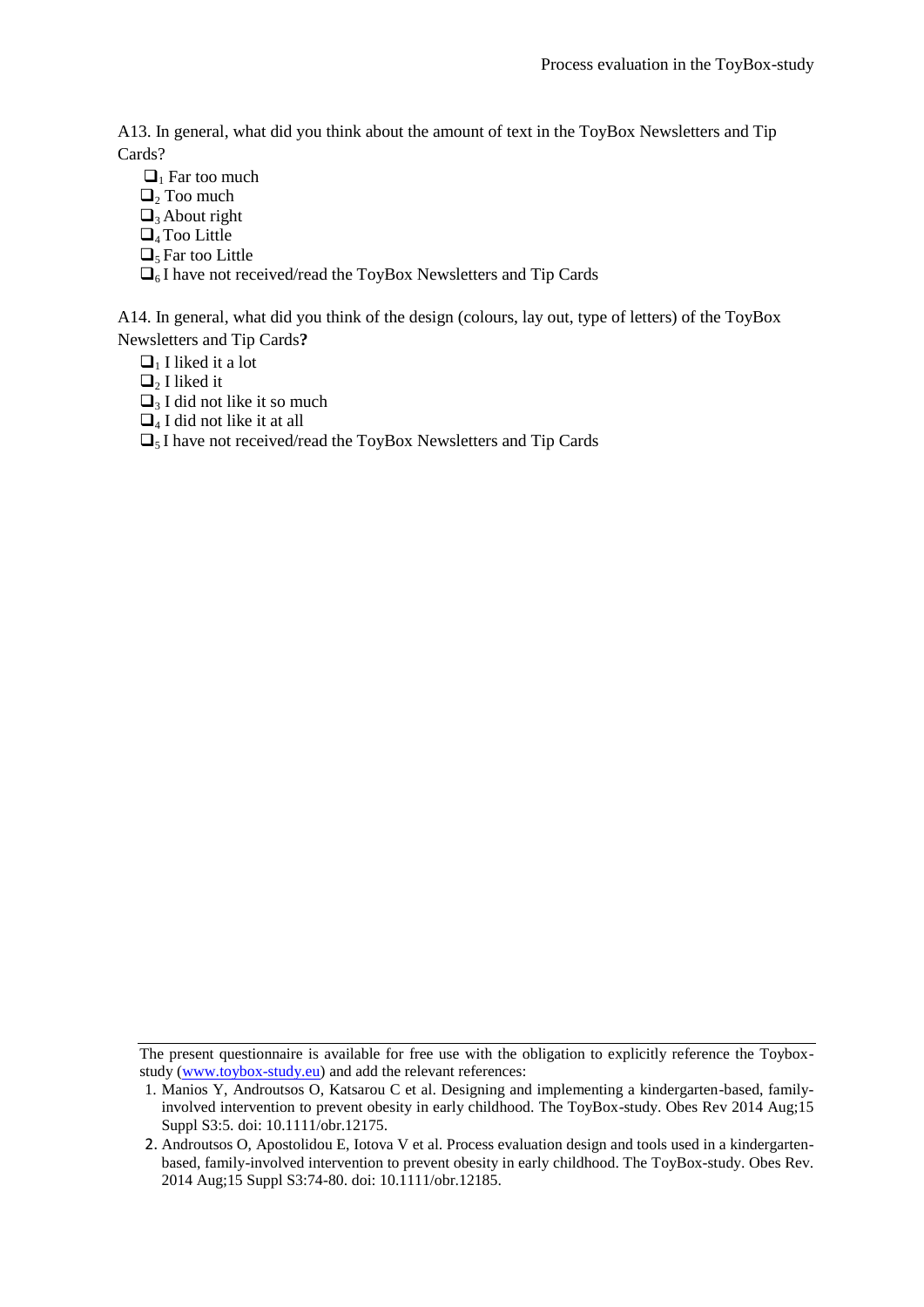A13. In general, what did you think about the amount of text in the ToyBox Newsletters and Tip Cards?

- ❑[1] Far too much
- ❑[2] Too much
- ❑[3] About right
- ❑[4] Too Little
- ❑[5] Far too Little
- ❑[6] I have not received/read the ToyBox Newsletters and Tip Cards

A14. In general, what did you think of the design (colours, lay out, type of letters) of the ToyBox Newsletters and Tip Cards**?**

- ❑[1] I liked it a lot
- ❑[2] I liked it
- ❑[3] I did not like it so much
- ❑[4] I did not like it at all
- ❑[5] I have not received/read the ToyBox Newsletters and Tip Cards

---

The present questionnaire is available for free use with the obligation to explicitly reference the Toybox-study ([www.toybox-study.eu](http://www.toybox-study.eu)) and add the relevant references:

1. Manios Y, Androutsos O, Katsarou C et al. Designing and implementing a kindergarten-based, family-involved intervention to prevent obesity in early childhood. The ToyBox-study. Obes Rev 2014 Aug;15 Suppl S3:5. doi: 10.1111/obr.12175.
2. Androutsos O, Apostolidou E, Iotova V et al. Process evaluation design and tools used in a kindergarten-based, family-involved intervention to prevent obesity in early childhood. The ToyBox-study. Obes Rev. 2014 Aug;15 Suppl S3:74-80. doi: 10.1111/obr.12185.